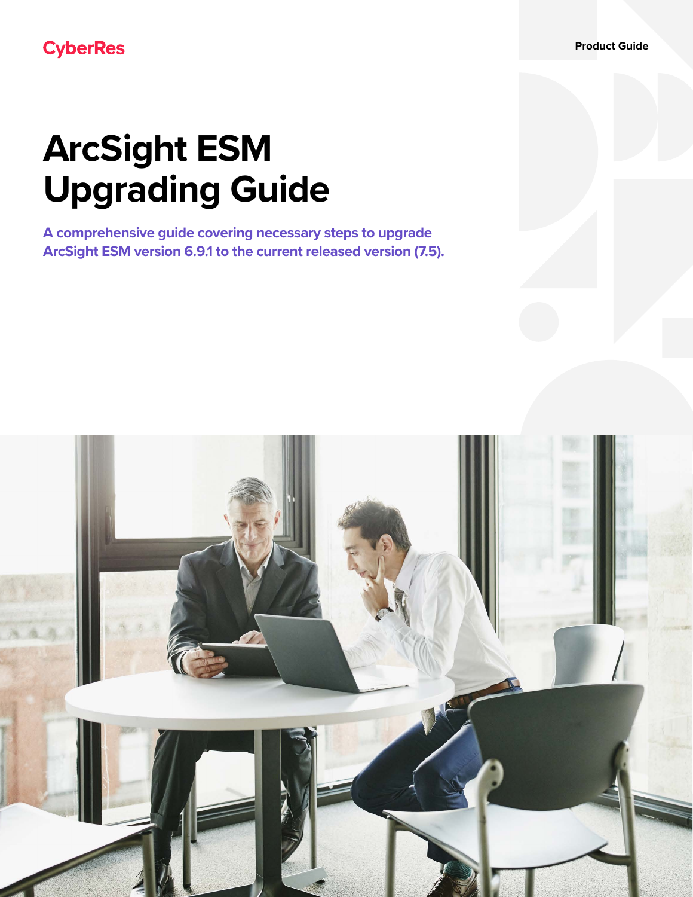CyberRes

**Product Guide**

# ArcSight ESM Upgrading Guide

**A comprehensive guide covering necessary steps to upgrade ArcSight ESM version 6.9.1 to the current released version (7.5).**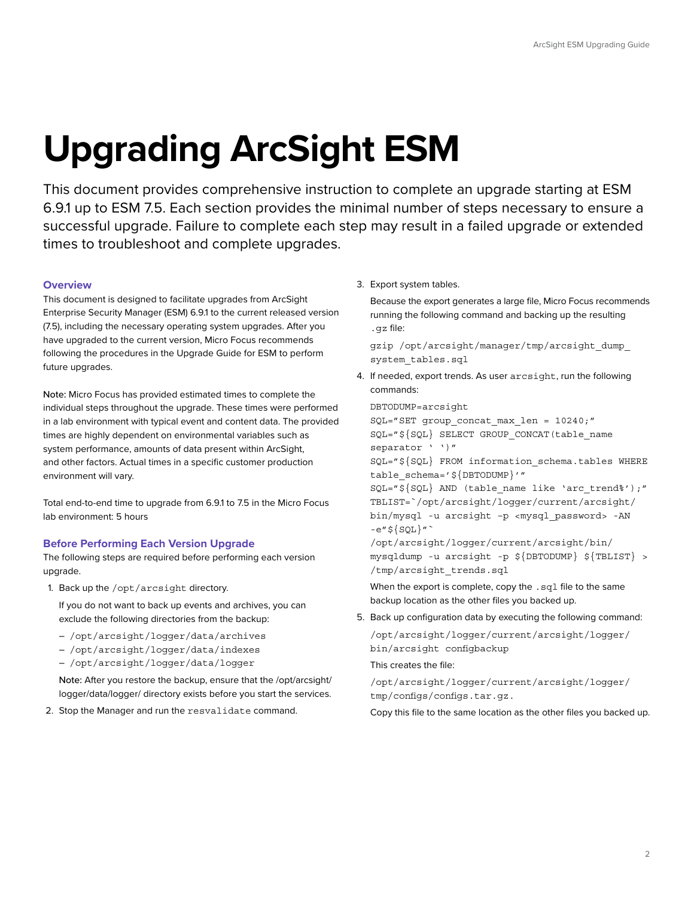# Upgrading ArcSight ESM

This document provides comprehensive instruction to complete an upgrade starting at ESM 6.9.1 up to ESM 7.5. Each section provides the minimal number of steps necessary to ensure a successful upgrade. Failure to complete each step may result in a failed upgrade or extended times to troubleshoot and complete upgrades.

## Overview

This document is designed to facilitate upgrades from ArcSight Enterprise Security Manager (ESM) 6.9.1 to the current released version (7.5), including the necessary operating system upgrades. After you have upgraded to the current version, Micro Focus recommends following the procedures in the Upgrade Guide for ESM to perform future upgrades.

Note: Micro Focus has provided estimated times to complete the individual steps throughout the upgrade. These times were performed in a lab environment with typical event and content data. The provided times are highly dependent on environmental variables such as system performance, amounts of data present within ArcSight, and other factors. Actual times in a specific customer production environment will vary.

Total end-to-end time to upgrade from 6.9.1 to 7.5 in the Micro Focus lab environment: 5 hours

## Before Performing Each Version Upgrade

The following steps are required before performing each version upgrade.

1. Back up the `/opt/arcsight` directory.

   If you do not want to back up events and archives, you can exclude the following directories from the backup:

   - `/opt/arcsight/logger/data/archives`
   - `/opt/arcsight/logger/data/indexes`
   - `/opt/arcsight/logger/data/logger`

   Note: After you restore the backup, ensure that the /opt/arcsight/logger/data/logger/ directory exists before you start the services.

2. Stop the Manager and run the `resvalidate` command.

3. Export system tables.

   Because the export generates a large file, Micro Focus recommends running the following command and backing up the resulting `.gz` file:

   ```
   gzip /opt/arcsight/manager/tmp/arcsight_dump_system_tables.sql
   ```

4. If needed, export trends. As user `arcsight`, run the following commands:

   ```
   DBTODUMP=arcsight
   SQL="SET group_concat_max_len = 10240;"
   SQL="${SQL} SELECT GROUP_CONCAT(table_name separator ' ')"
   SQL="${SQL} FROM information_schema.tables WHERE table_schema='${DBTODUMP}'"
   SQL="${SQL} AND (table_name like 'arc_trend%');"
   TBLIST=`/opt/arcsight/logger/current/arcsight/bin/mysql -u arcsight -p <mysql_password> -AN -e"${SQL}"`
   /opt/arcsight/logger/current/arcsight/bin/mysqldump -u arcsight -p ${DBTODUMP} ${TBLIST} > /tmp/arcsight_trends.sql
   ```

   When the export is complete, copy the `.sql` file to the same backup location as the other files you backed up.

5. Back up configuration data by executing the following command:

   ```
   /opt/arcsight/logger/current/arcsight/logger/bin/arcsight configbackup
   ```

   This creates the file:

   ```
   /opt/arcsight/logger/current/arcsight/logger/tmp/configs/configs.tar.gz.
   ```

   Copy this file to the same location as the other files you backed up.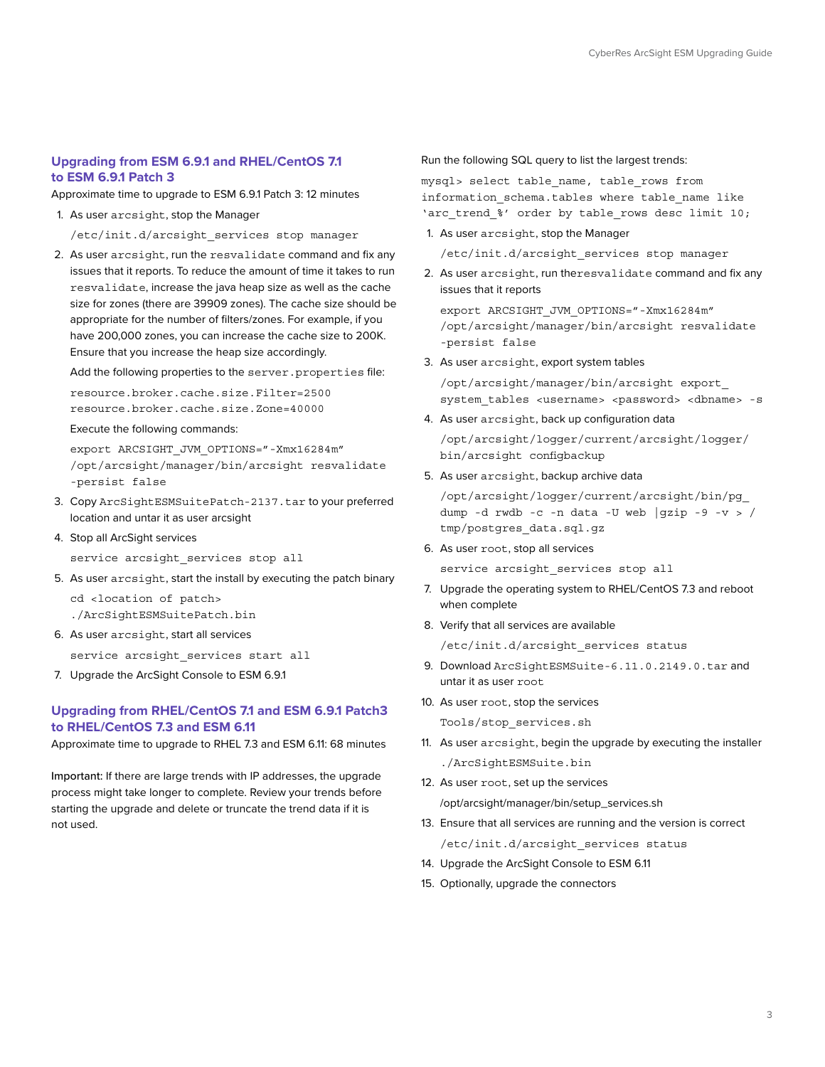## Upgrading from ESM 6.9.1 and RHEL/CentOS 7.1 to ESM 6.9.1 Patch 3

Approximate time to upgrade to ESM 6.9.1 Patch 3: 12 minutes

1. As user `arcsight`, stop the Manager

   ```
   /etc/init.d/arcsight_services stop manager
   ```

2. As user `arcsight`, run the `resvalidate` command and fix any issues that it reports. To reduce the amount of time it takes to run `resvalidate`, increase the java heap size as well as the cache size for zones (there are 39909 zones). The cache size should be appropriate for the number of filters/zones. For example, if you have 200,000 zones, you can increase the cache size to 200K. Ensure that you increase the heap size accordingly.

   Add the following properties to the `server.properties` file:

   ```
   resource.broker.cache.size.Filter=2500
   resource.broker.cache.size.Zone=40000
   ```

   Execute the following commands:

   ```
   export ARCSIGHT_JVM_OPTIONS="-Xmx16284m"
   /opt/arcsight/manager/bin/arcsight resvalidate
   -persist false
   ```

3. Copy `ArcSightESMSuitePatch-2137.tar` to your preferred location and untar it as user arcsight

4. Stop all ArcSight services

   ```
   service arcsight_services stop all
   ```

5. As user `arcsight`, start the install by executing the patch binary

   ```
   cd <location of patch>
   ./ArcSightESMSuitePatch.bin
   ```

6. As user `arcsight`, start all services

   ```
   service arcsight_services start all
   ```

7. Upgrade the ArcSight Console to ESM 6.9.1

## Upgrading from RHEL/CentOS 7.1 and ESM 6.9.1 Patch3 to RHEL/CentOS 7.3 and ESM 6.11

Approximate time to upgrade to RHEL 7.3 and ESM 6.11: 68 minutes

Important: If there are large trends with IP addresses, the upgrade process might take longer to complete. Review your trends before starting the upgrade and delete or truncate the trend data if it is not used.

Run the following SQL query to list the largest trends:

```
mysql> select table_name, table_rows from
information_schema.tables where table_name like
'arc_trend_%' order by table_rows desc limit 10;
```

1. As user `arcsight`, stop the Manager

   ```
   /etc/init.d/arcsight_services stop manager
   ```

2. As user `arcsight`, run the`resvalidate` command and fix any issues that it reports

   ```
   export ARCSIGHT_JVM_OPTIONS="-Xmx16284m"
   /opt/arcsight/manager/bin/arcsight resvalidate
   -persist false
   ```

3. As user `arcsight`, export system tables

   ```
   /opt/arcsight/manager/bin/arcsight export_
   system_tables <username> <password> <dbname> -s
   ```

4. As user `arcsight`, back up configuration data

   ```
   /opt/arcsight/logger/current/arcsight/logger/
   bin/arcsight configbackup
   ```

5. As user `arcsight`, backup archive data

   ```
   /opt/arcsight/logger/current/arcsight/bin/pg_
   dump -d rwdb -c -n data -U web |gzip -9 -v > /
   tmp/postgres_data.sql.gz
   ```

6. As user `root`, stop all services

   ```
   service arcsight_services stop all
   ```

7. Upgrade the operating system to RHEL/CentOS 7.3 and reboot when complete

8. Verify that all services are available

   ```
   /etc/init.d/arcsight_services status
   ```

9. Download `ArcSightESMSuite-6.11.0.2149.0.tar` and untar it as user `root`

10. As user `root`, stop the services

    ```
    Tools/stop_services.sh
    ```

11. As user `arcsight`, begin the upgrade by executing the installer

    ```
    ./ArcSightESMSuite.bin
    ```

12. As user `root`, set up the services

    /opt/arcsight/manager/bin/setup_services.sh

13. Ensure that all services are running and the version is correct

    ```
    /etc/init.d/arcsight_services status
    ```

14. Upgrade the ArcSight Console to ESM 6.11

15. Optionally, upgrade the connectors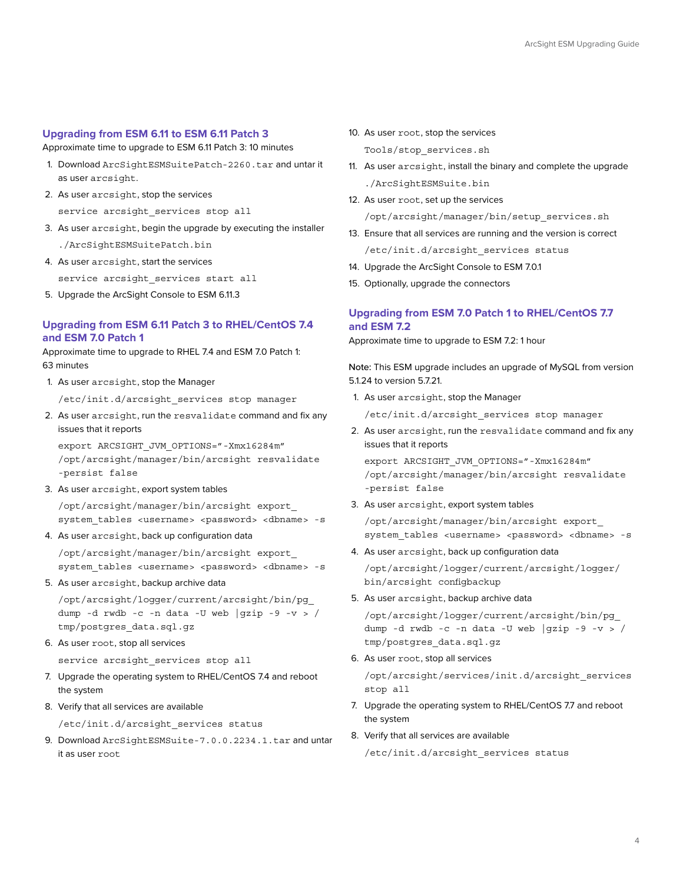## Upgrading from ESM 6.11 to ESM 6.11 Patch 3

Approximate time to upgrade to ESM 6.11 Patch 3: 10 minutes

1. Download `ArcSightESMSuitePatch-2260.tar` and untar it as user `arcsight`.
2. As user `arcsight`, stop the services

   ```
   service arcsight_services stop all
   ```

3. As user `arcsight`, begin the upgrade by executing the installer

   ```
   ./ArcSightESMSuitePatch.bin
   ```

4. As user `arcsight`, start the services

   ```
   service arcsight_services start all
   ```

5. Upgrade the ArcSight Console to ESM 6.11.3

## Upgrading from ESM 6.11 Patch 3 to RHEL/CentOS 7.4 and ESM 7.0 Patch 1

Approximate time to upgrade to RHEL 7.4 and ESM 7.0 Patch 1: 63 minutes

1. As user `arcsight`, stop the Manager

   ```
   /etc/init.d/arcsight_services stop manager
   ```

2. As user `arcsight`, run the `resvalidate` command and fix any issues that it reports

   ```
   export ARCSIGHT_JVM_OPTIONS="-Xmx16284m"
   /opt/arcsight/manager/bin/arcsight resvalidate
   -persist false
   ```

3. As user `arcsight`, export system tables

   ```
   /opt/arcsight/manager/bin/arcsight export_
   system_tables <username> <password> <dbname> -s
   ```

4. As user `arcsight`, back up configuration data

   ```
   /opt/arcsight/manager/bin/arcsight export_
   system_tables <username> <password> <dbname> -s
   ```

5. As user `arcsight`, backup archive data

   ```
   /opt/arcsight/logger/current/arcsight/bin/pg_
   dump -d rwdb -c -n data -U web |gzip -9 -v > /
   tmp/postgres_data.sql.gz
   ```

6. As user `root`, stop all services

   ```
   service arcsight_services stop all
   ```

7. Upgrade the operating system to RHEL/CentOS 7.4 and reboot the system
8. Verify that all services are available

   ```
   /etc/init.d/arcsight_services status
   ```

9. Download `ArcSightESMSuite-7.0.0.2234.1.tar` and untar it as user `root`
10. As user `root`, stop the services

    ```
    Tools/stop_services.sh
    ```

11. As user `arcsight`, install the binary and complete the upgrade

    ```
    ./ArcSightESMSuite.bin
    ```

12. As user `root`, set up the services

    ```
    /opt/arcsight/manager/bin/setup_services.sh
    ```

13. Ensure that all services are running and the version is correct

    ```
    /etc/init.d/arcsight_services status
    ```

14. Upgrade the ArcSight Console to ESM 7.0.1
15. Optionally, upgrade the connectors

## Upgrading from ESM 7.0 Patch 1 to RHEL/CentOS 7.7 and ESM 7.2

Approximate time to upgrade to ESM 7.2: 1 hour

Note: This ESM upgrade includes an upgrade of MySQL from version 5.1.24 to version 5.7.21.

1. As user `arcsight`, stop the Manager

   ```
   /etc/init.d/arcsight_services stop manager
   ```

2. As user `arcsight`, run the `resvalidate` command and fix any issues that it reports

   ```
   export ARCSIGHT_JVM_OPTIONS="-Xmx16284m"
   /opt/arcsight/manager/bin/arcsight resvalidate
   -persist false
   ```

3. As user `arcsight`, export system tables

   ```
   /opt/arcsight/manager/bin/arcsight export_
   system_tables <username> <password> <dbname> -s
   ```

4. As user `arcsight`, back up configuration data

   ```
   /opt/arcsight/logger/current/arcsight/logger/
   bin/arcsight configbackup
   ```

5. As user `arcsight`, backup archive data

   ```
   /opt/arcsight/logger/current/arcsight/bin/pg_
   dump -d rwdb -c -n data -U web |gzip -9 -v > /
   tmp/postgres_data.sql.gz
   ```

6. As user `root`, stop all services

   ```
   /opt/arcsight/services/init.d/arcsight_services
   stop all
   ```

7. Upgrade the operating system to RHEL/CentOS 7.7 and reboot the system
8. Verify that all services are available

   ```
   /etc/init.d/arcsight_services status
   ```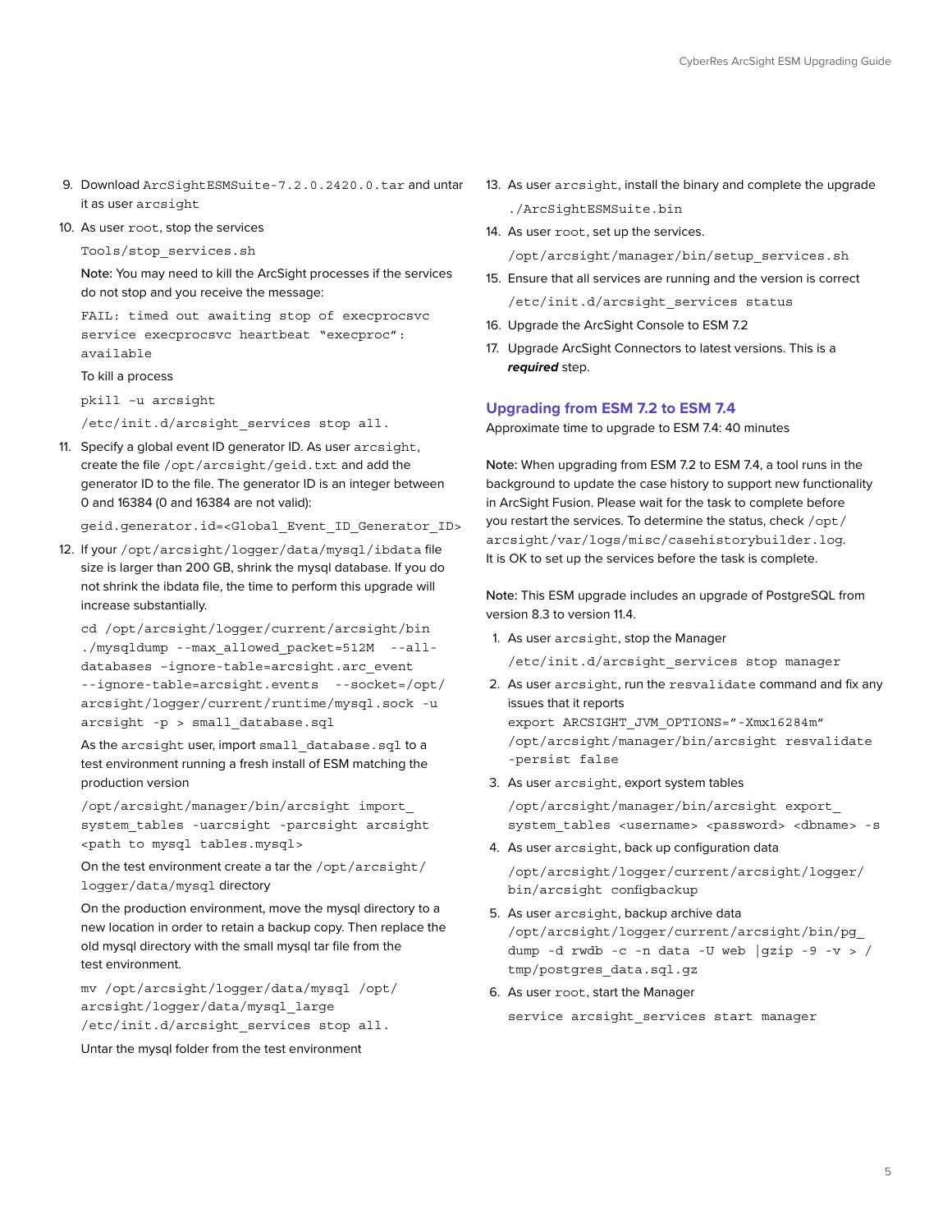9. Download `ArcSightESMSuite-7.2.0.2420.0.tar` and untar it as user `arcsight`
10. As user `root`, stop the services

    ```
    Tools/stop_services.sh
    ```

    **Note:** You may need to kill the ArcSight processes if the services do not stop and you receive the message:

    ```
    FAIL: timed out awaiting stop of execprocsvc service execprocsvc heartbeat "execproc": available
    ```

    To kill a process

    ```
    pkill -u arcsight
    /etc/init.d/arcsight_services stop all.
    ```

11. Specify a global event ID generator ID. As user `arcsight`, create the file `/opt/arcsight/geid.txt` and add the generator ID to the file. The generator ID is an integer between 0 and 16384 (0 and 16384 are not valid):

    ```
    geid.generator.id=<Global_Event_ID_Generator_ID>
    ```

12. If your `/opt/arcsight/logger/data/mysql/ibdata` file size is larger than 200 GB, shrink the mysql database. If you do not shrink the ibdata file, the time to perform this upgrade will increase substantially.

    ```
    cd /opt/arcsight/logger/current/arcsight/bin
    ./mysqldump --max_allowed_packet=512M --all-databases -ignore-table=arcsight.arc_event --ignore-table=arcsight.events --socket=/opt/arcsight/logger/current/runtime/mysql.sock -u arcsight -p > small_database.sql
    ```

    As the `arcsight` user, import `small_database.sql` to a test environment running a fresh install of ESM matching the production version

    ```
    /opt/arcsight/manager/bin/arcsight import_system_tables -uarcsight -parcsight arcsight <path to mysql tables.mysql>
    ```

    On the test environment create a tar the `/opt/arcsight/logger/data/mysql` directory

    On the production environment, move the mysql directory to a new location in order to retain a backup copy. Then replace the old mysql directory with the small mysql tar file from the test environment.

    ```
    mv /opt/arcsight/logger/data/mysql /opt/arcsight/logger/data/mysql_large
    /etc/init.d/arcsight_services stop all.
    ```

    Untar the mysql folder from the test environment

13. As user `arcsight`, install the binary and complete the upgrade

    ```
    ./ArcSightESMSuite.bin
    ```

14. As user `root`, set up the services.

    ```
    /opt/arcsight/manager/bin/setup_services.sh
    ```

15. Ensure that all services are running and the version is correct

    ```
    /etc/init.d/arcsight_services status
    ```

16. Upgrade the ArcSight Console to ESM 7.2
17. Upgrade ArcSight Connectors to latest versions. This is a ***required*** step.

## Upgrading from ESM 7.2 to ESM 7.4

Approximate time to upgrade to ESM 7.4: 40 minutes

**Note:** When upgrading from ESM 7.2 to ESM 7.4, a tool runs in the background to update the case history to support new functionality in ArcSight Fusion. Please wait for the task to complete before you restart the services. To determine the status, check `/opt/arcsight/var/logs/misc/casehistorybuilder.log`. It is OK to set up the services before the task is complete.

**Note:** This ESM upgrade includes an upgrade of PostgreSQL from version 8.3 to version 11.4.

1. As user `arcsight`, stop the Manager

   ```
   /etc/init.d/arcsight_services stop manager
   ```

2. As user `arcsight`, run the `resvalidate` command and fix any issues that it reports

   ```
   export ARCSIGHT_JVM_OPTIONS="-Xmx16284m"
   /opt/arcsight/manager/bin/arcsight resvalidate -persist false
   ```

3. As user `arcsight`, export system tables

   ```
   /opt/arcsight/manager/bin/arcsight export_system_tables <username> <password> <dbname> -s
   ```

4. As user `arcsight`, back up configuration data

   ```
   /opt/arcsight/logger/current/arcsight/logger/bin/arcsight configbackup
   ```

5. As user `arcsight`, backup archive data

   ```
   /opt/arcsight/logger/current/arcsight/bin/pg_dump -d rwdb -c -n data -U web |gzip -9 -v > /tmp/postgres_data.sql.gz
   ```

6. As user `root`, start the Manager

   ```
   service arcsight_services start manager
   ```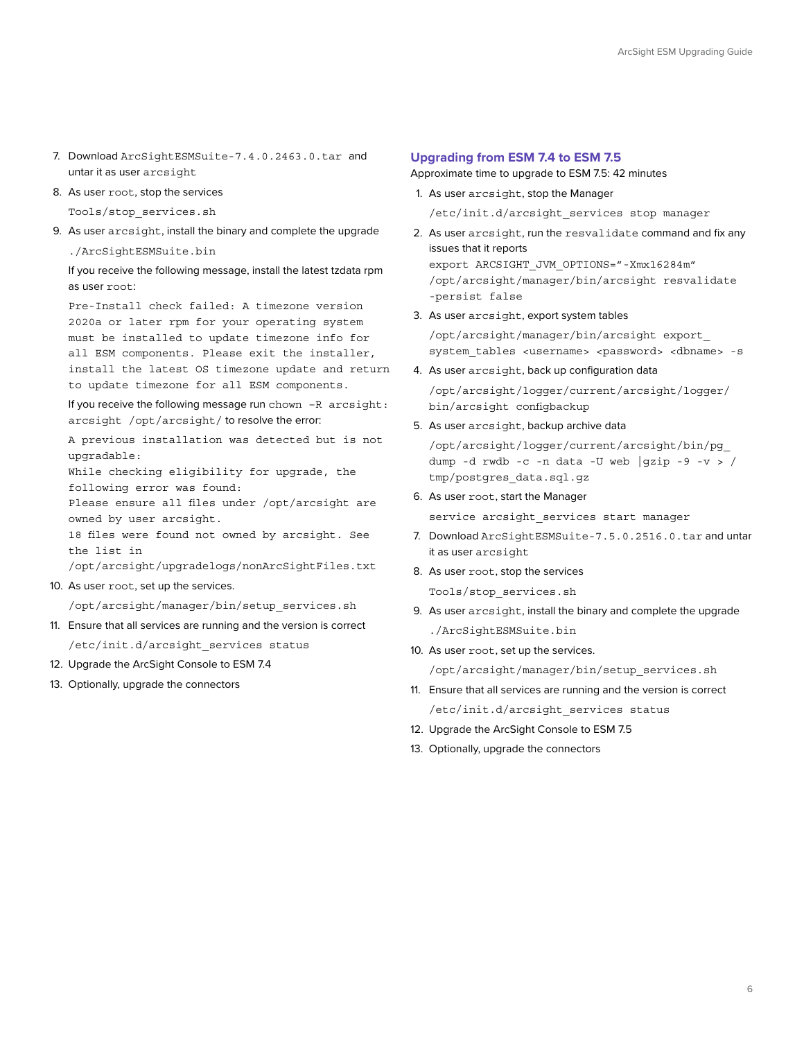7. Download `ArcSightESMSuite-7.4.0.2463.0.tar` and untar it as user `arcsight`

8. As user `root`, stop the services

   ```
   Tools/stop_services.sh
   ```

9. As user `arcsight`, install the binary and complete the upgrade

   ```
   ./ArcSightESMSuite.bin
   ```

   If you receive the following message, install the latest tzdata rpm as user `root`:

   ```
   Pre-Install check failed: A timezone version
   2020a or later rpm for your operating system
   must be installed to update timezone info for
   all ESM components. Please exit the installer,
   install the latest OS timezone update and return
   to update timezone for all ESM components.
   ```

   If you receive the following message run `chown -R arcsight:arcsight /opt/arcsight/` to resolve the error:

   ```
   A previous installation was detected but is not
   upgradable:
   While checking eligibility for upgrade, the
   following error was found:
   Please ensure all files under /opt/arcsight are
   owned by user arcsight.
   18 files were found not owned by arcsight. See
   the list in
   /opt/arcsight/upgradelogs/nonArcSightFiles.txt
   ```

10. As user `root`, set up the services.

    ```
    /opt/arcsight/manager/bin/setup_services.sh
    ```

11. Ensure that all services are running and the version is correct

    ```
    /etc/init.d/arcsight_services status
    ```

12. Upgrade the ArcSight Console to ESM 7.4

13. Optionally, upgrade the connectors

## Upgrading from ESM 7.4 to ESM 7.5

Approximate time to upgrade to ESM 7.5: 42 minutes

1. As user `arcsight`, stop the Manager

   ```
   /etc/init.d/arcsight_services stop manager
   ```

2. As user `arcsight`, run the `resvalidate` command and fix any issues that it reports

   ```
   export ARCSIGHT_JVM_OPTIONS="-Xmx16284m"
   /opt/arcsight/manager/bin/arcsight resvalidate
   -persist false
   ```

3. As user `arcsight`, export system tables

   ```
   /opt/arcsight/manager/bin/arcsight export_system_tables <username> <password> <dbname> -s
   ```

4. As user `arcsight`, back up configuration data

   ```
   /opt/arcsight/logger/current/arcsight/logger/bin/arcsight configbackup
   ```

5. As user `arcsight`, backup archive data

   ```
   /opt/arcsight/logger/current/arcsight/bin/pg_dump -d rwdb -c -n data -U web |gzip -9 -v > /tmp/postgres_data.sql.gz
   ```

6. As user `root`, start the Manager

   ```
   service arcsight_services start manager
   ```

7. Download `ArcSightESMSuite-7.5.0.2516.0.tar` and untar it as user `arcsight`

8. As user `root`, stop the services

   ```
   Tools/stop_services.sh
   ```

9. As user `arcsight`, install the binary and complete the upgrade

   ```
   ./ArcSightESMSuite.bin
   ```

10. As user `root`, set up the services.

    ```
    /opt/arcsight/manager/bin/setup_services.sh
    ```

11. Ensure that all services are running and the version is correct

    ```
    /etc/init.d/arcsight_services status
    ```

12. Upgrade the ArcSight Console to ESM 7.5

13. Optionally, upgrade the connectors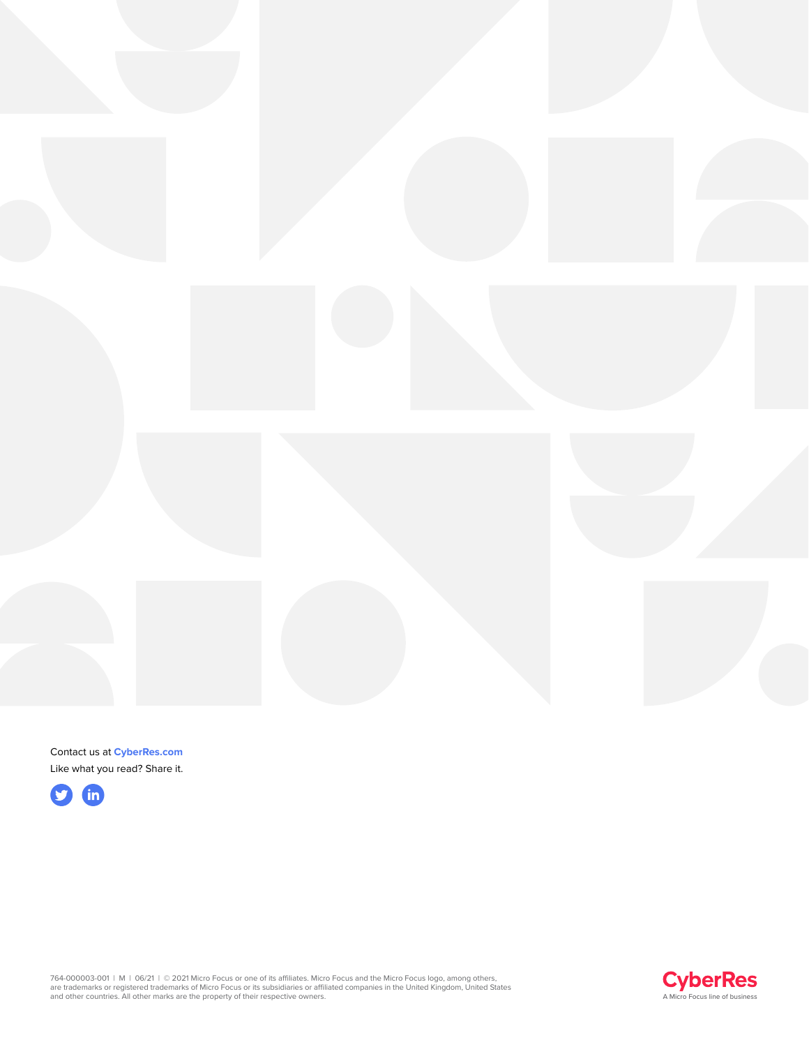Contact us at **CyberRes.com**

Like what you read? Share it.

764-000003-001 | M | 06/21 | © 2021 Micro Focus or one of its affiliates. Micro Focus and the Micro Focus logo, among others, are trademarks or registered trademarks of Micro Focus or its subsidiaries or affiliated companies in the United Kingdom, United States and other countries. All other marks are the property of their respective owners.

CyberRes

A Micro Focus line of business